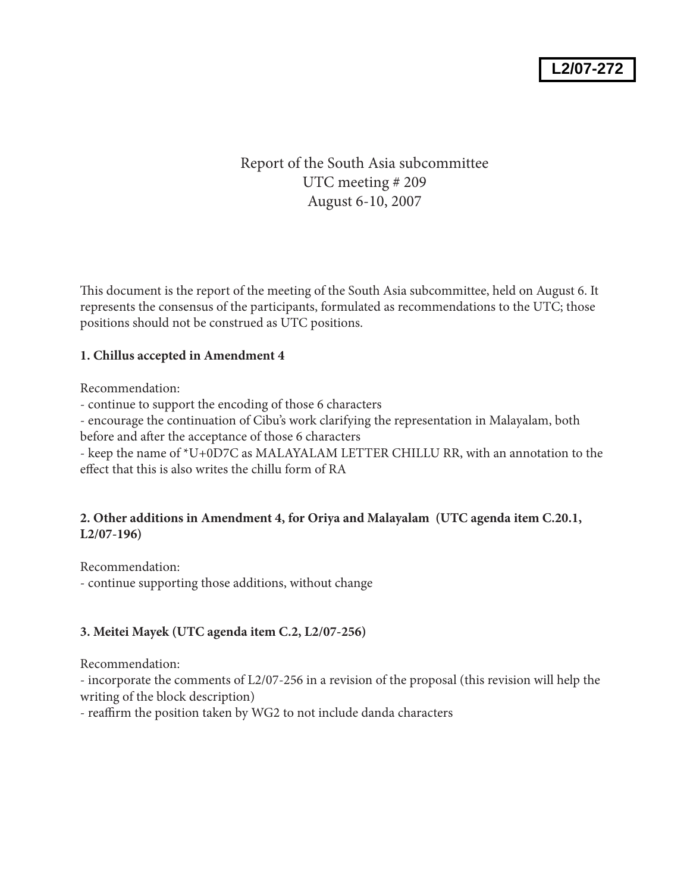L2/07-272

# Report of the South Asia subcommittee
# UTC meeting # 209
# August 6-10, 2007

This document is the report of the meeting of the South Asia subcommittee, held on August 6. It represents the consensus of the participants, formulated as recommendations to the UTC; those positions should not be construed as UTC positions.

**1. Chillus accepted in Amendment 4**

Recommendation:
- continue to support the encoding of those 6 characters
- encourage the continuation of Cibu's work clarifying the representation in Malayalam, both before and after the acceptance of those 6 characters
- keep the name of *U+0D7C as MALAYALAM LETTER CHILLU RR, with an annotation to the effect that this is also writes the chillu form of RA

**2. Other additions in Amendment 4, for Oriya and Malayalam (UTC agenda item C.20.1, L2/07-196)**

Recommendation:
- continue supporting those additions, without change

**3. Meitei Mayek (UTC agenda item C.2, L2/07-256)**

Recommendation:
- incorporate the comments of L2/07-256 in a revision of the proposal (this revision will help the writing of the block description)
- reaffirm the position taken by WG2 to not include danda characters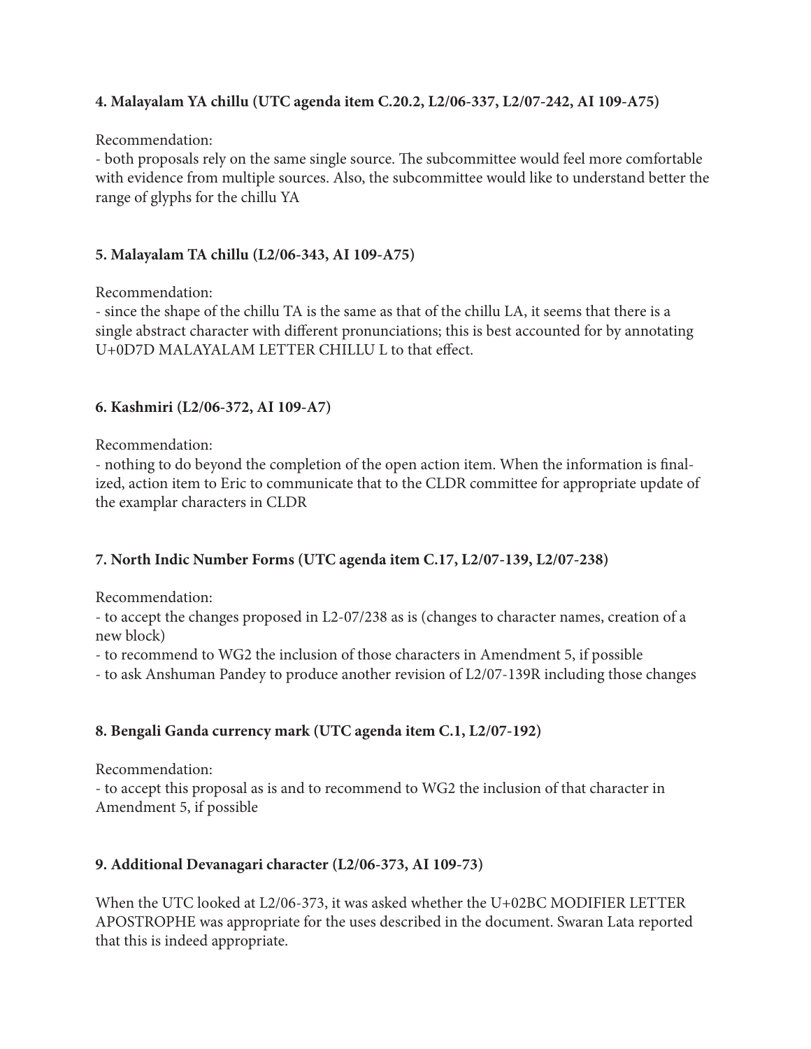**4. Malayalam YA chillu (UTC agenda item C.20.2, L2/06-337, L2/07-242, AI 109-A75)**

Recommendation:

- both proposals rely on the same single source. The subcommittee would feel more comfortable with evidence from multiple sources. Also, the subcommittee would like to understand better the range of glyphs for the chillu YA

**5. Malayalam TA chillu (L2/06-343, AI 109-A75)**

Recommendation:

- since the shape of the chillu TA is the same as that of the chillu LA, it seems that there is a single abstract character with different pronunciations; this is best accounted for by annotating U+0D7D MALAYALAM LETTER CHILLU L to that effect.

**6. Kashmiri (L2/06-372, AI 109-A7)**

Recommendation:

- nothing to do beyond the completion of the open action item. When the information is finalized, action item to Eric to communicate that to the CLDR committee for appropriate update of the examplar characters in CLDR

**7. North Indic Number Forms (UTC agenda item C.17, L2/07-139, L2/07-238)**

Recommendation:

- to accept the changes proposed in L2-07/238 as is (changes to character names, creation of a new block)
- to recommend to WG2 the inclusion of those characters in Amendment 5, if possible
- to ask Anshuman Pandey to produce another revision of L2/07-139R including those changes

**8. Bengali Ganda currency mark (UTC agenda item C.1, L2/07-192)**

Recommendation:

- to accept this proposal as is and to recommend to WG2 the inclusion of that character in Amendment 5, if possible

**9. Additional Devanagari character (L2/06-373, AI 109-73)**

When the UTC looked at L2/06-373, it was asked whether the U+02BC MODIFIER LETTER APOSTROPHE was appropriate for the uses described in the document. Swaran Lata reported that this is indeed appropriate.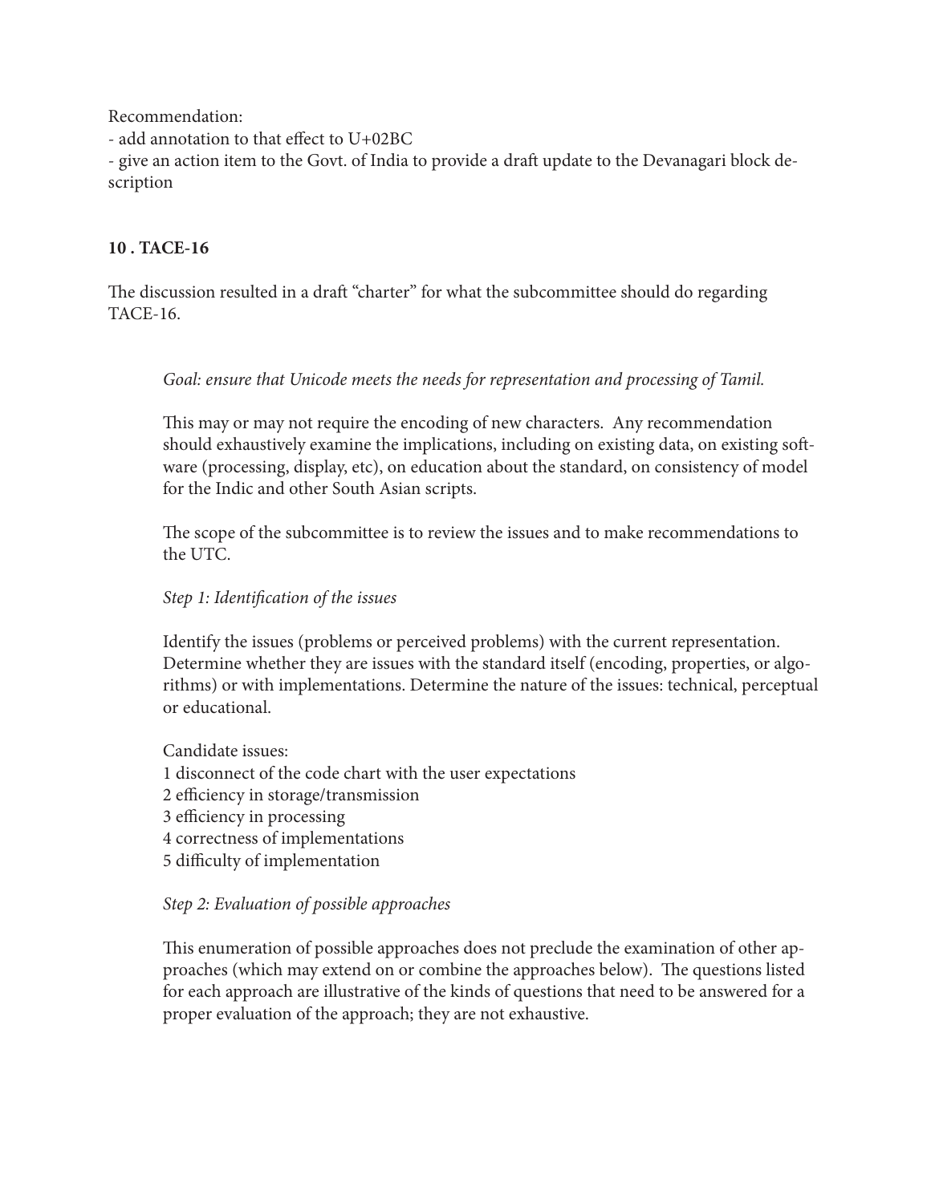Recommendation:

- add annotation to that effect to U+02BC
- give an action item to the Govt. of India to provide a draft update to the Devanagari block description

**10 . TACE-16**

The discussion resulted in a draft "charter" for what the subcommittee should do regarding TACE-16.

> *Goal: ensure that Unicode meets the needs for representation and processing of Tamil.*
>
> This may or may not require the encoding of new characters. Any recommendation should exhaustively examine the implications, including on existing data, on existing software (processing, display, etc), on education about the standard, on consistency of model for the Indic and other South Asian scripts.
>
> The scope of the subcommittee is to review the issues and to make recommendations to the UTC.
>
> *Step 1: Identification of the issues*
>
> Identify the issues (problems or perceived problems) with the current representation. Determine whether they are issues with the standard itself (encoding, properties, or algorithms) or with implementations. Determine the nature of the issues: technical, perceptual or educational.
>
> Candidate issues:
> 1 disconnect of the code chart with the user expectations
> 2 efficiency in storage/transmission
> 3 efficiency in processing
> 4 correctness of implementations
> 5 difficulty of implementation
>
> *Step 2: Evaluation of possible approaches*
>
> This enumeration of possible approaches does not preclude the examination of other approaches (which may extend on or combine the approaches below). The questions listed for each approach are illustrative of the kinds of questions that need to be answered for a proper evaluation of the approach; they are not exhaustive.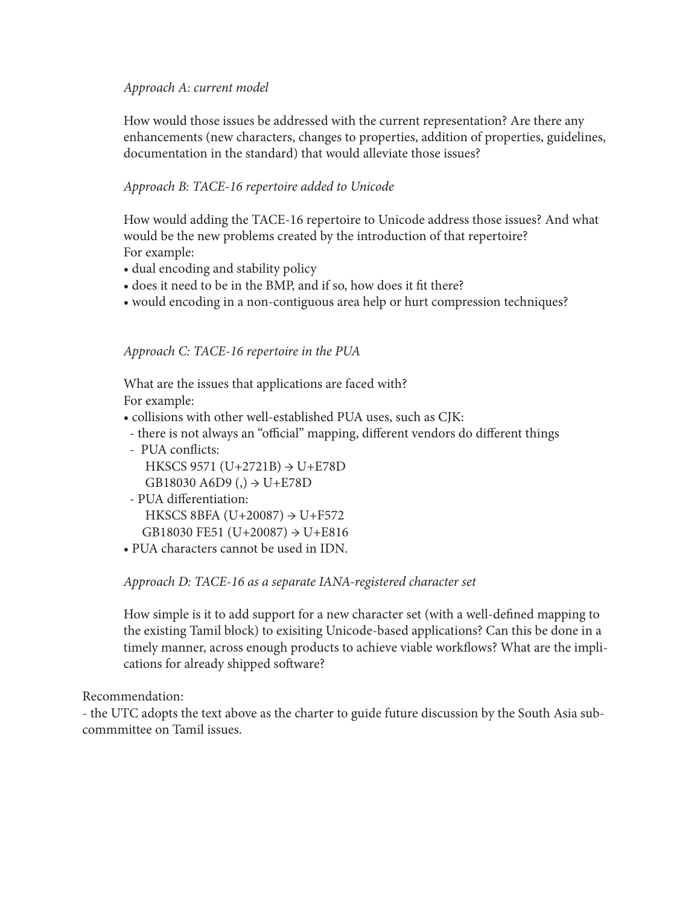*Approach A: current model*

How would those issues be addressed with the current representation? Are there any enhancements (new characters, changes to properties, addition of properties, guidelines, documentation in the standard) that would alleviate those issues?

*Approach B: TACE-16 repertoire added to Unicode*

How would adding the TACE-16 repertoire to Unicode address those issues? And what would be the new problems created by the introduction of that repertoire?
For example:

- dual encoding and stability policy
- does it need to be in the BMP, and if so, how does it fit there?
- would encoding in a non-contiguous area help or hurt compression techniques?

*Approach C: TACE-16 repertoire in the PUA*

What are the issues that applications are faced with?
For example:

- collisions with other well-established PUA uses, such as CJK:
  - there is not always an "official" mapping, different vendors do different things
  - PUA conflicts:
    HKSCS 9571 (U+2721B) → U+E78D
    GB18030 A6D9 (,) → U+E78D
  - PUA differentiation:
    HKSCS 8BFA (U+20087) → U+F572
    GB18030 FE51 (U+20087) → U+E816
- PUA characters cannot be used in IDN.

*Approach D: TACE-16 as a separate IANA-registered character set*

How simple is it to add support for a new character set (with a well-defined mapping to the existing Tamil block) to exisiting Unicode-based applications? Can this be done in a timely manner, across enough products to achieve viable workflows? What are the implications for already shipped software?

Recommendation:
- the UTC adopts the text above as the charter to guide future discussion by the South Asia subcommmittee on Tamil issues.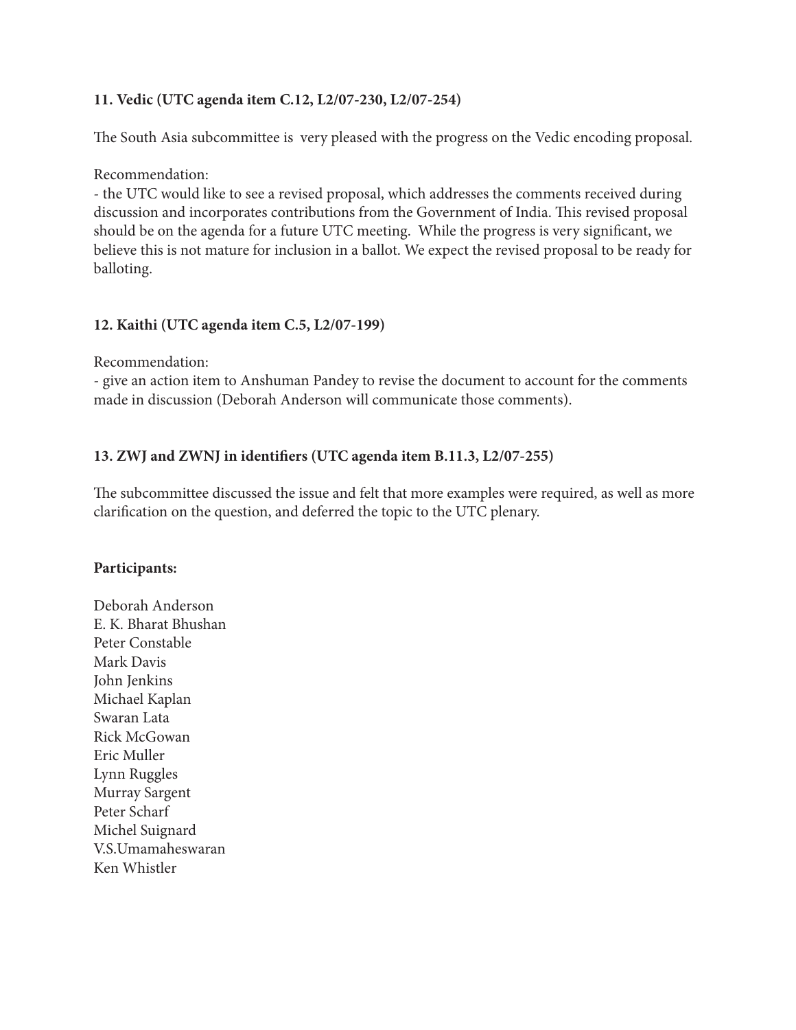**11. Vedic (UTC agenda item C.12, L2/07-230, L2/07-254)**

The South Asia subcommittee is very pleased with the progress on the Vedic encoding proposal.

Recommendation:

- the UTC would like to see a revised proposal, which addresses the comments received during discussion and incorporates contributions from the Government of India. This revised proposal should be on the agenda for a future UTC meeting. While the progress is very significant, we believe this is not mature for inclusion in a ballot. We expect the revised proposal to be ready for balloting.

**12. Kaithi (UTC agenda item C.5, L2/07-199)**

Recommendation:

- give an action item to Anshuman Pandey to revise the document to account for the comments made in discussion (Deborah Anderson will communicate those comments).

**13. ZWJ and ZWNJ in identifiers (UTC agenda item B.11.3, L2/07-255)**

The subcommittee discussed the issue and felt that more examples were required, as well as more clarification on the question, and deferred the topic to the UTC plenary.

**Participants:**

Deborah Anderson
E. K. Bharat Bhushan
Peter Constable
Mark Davis
John Jenkins
Michael Kaplan
Swaran Lata
Rick McGowan
Eric Muller
Lynn Ruggles
Murray Sargent
Peter Scharf
Michel Suignard
V.S.Umamaheswaran
Ken Whistler